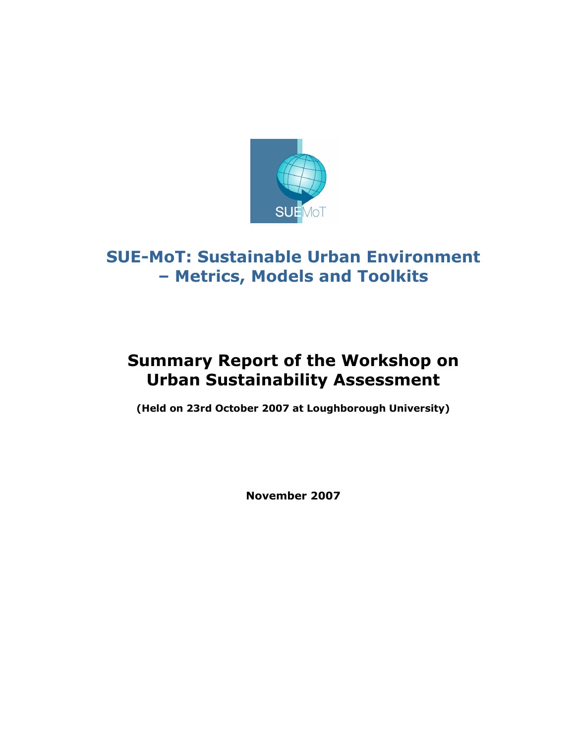# SUE-MoT: Sustainable Urban Environment – Metrics, Models and Toolkits

## Summary Report of the Workshop on Urban Sustainability Assessment

**(Held on 23rd October 2007 at Loughborough University)**

**November 2007**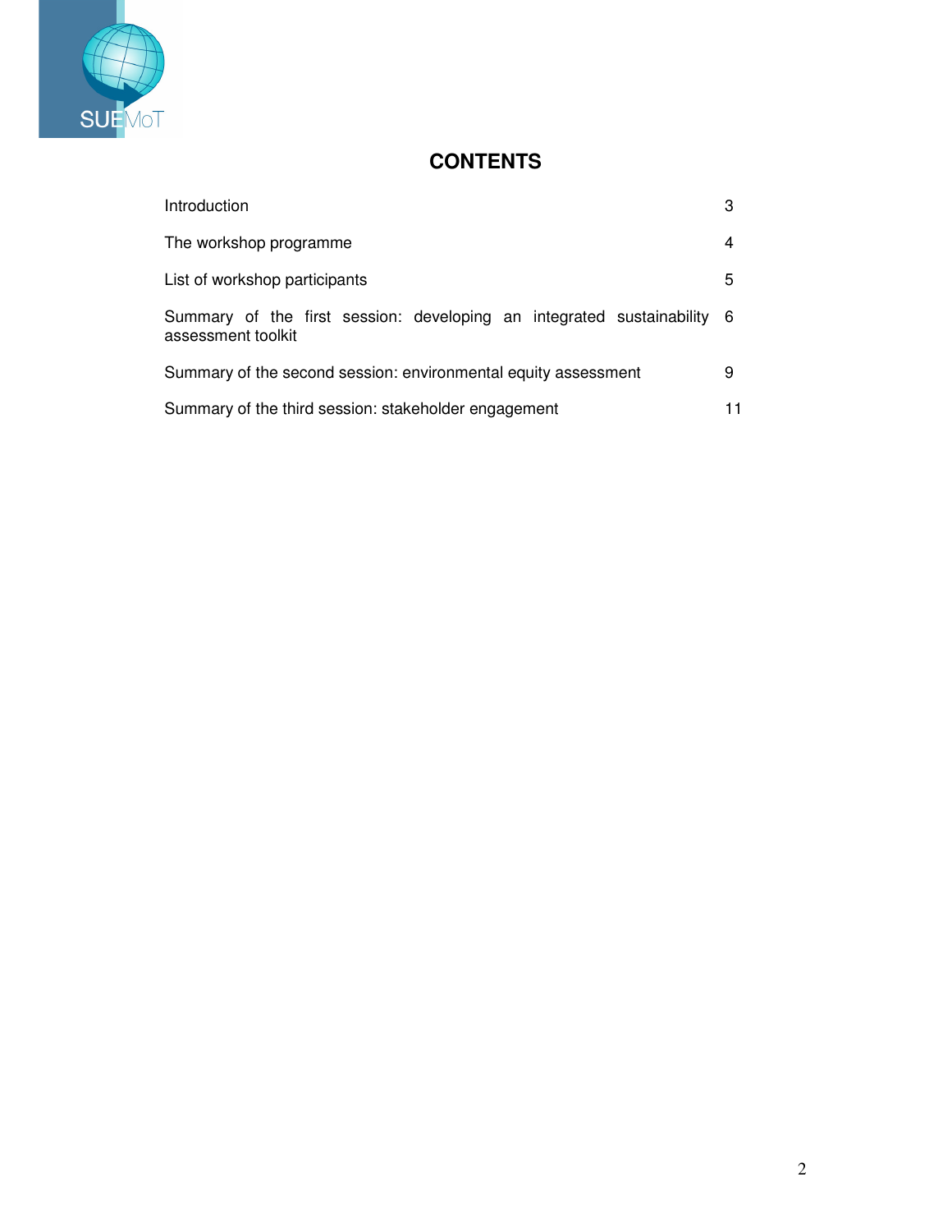# CONTENTS

| | |
|---|---|
| Introduction | 3 |
| The workshop programme | 4 |
| List of workshop participants | 5 |
| Summary of the first session: developing an integrated sustainability assessment toolkit | 6 |
| Summary of the second session: environmental equity assessment | 9 |
| Summary of the third session: stakeholder engagement | 11 |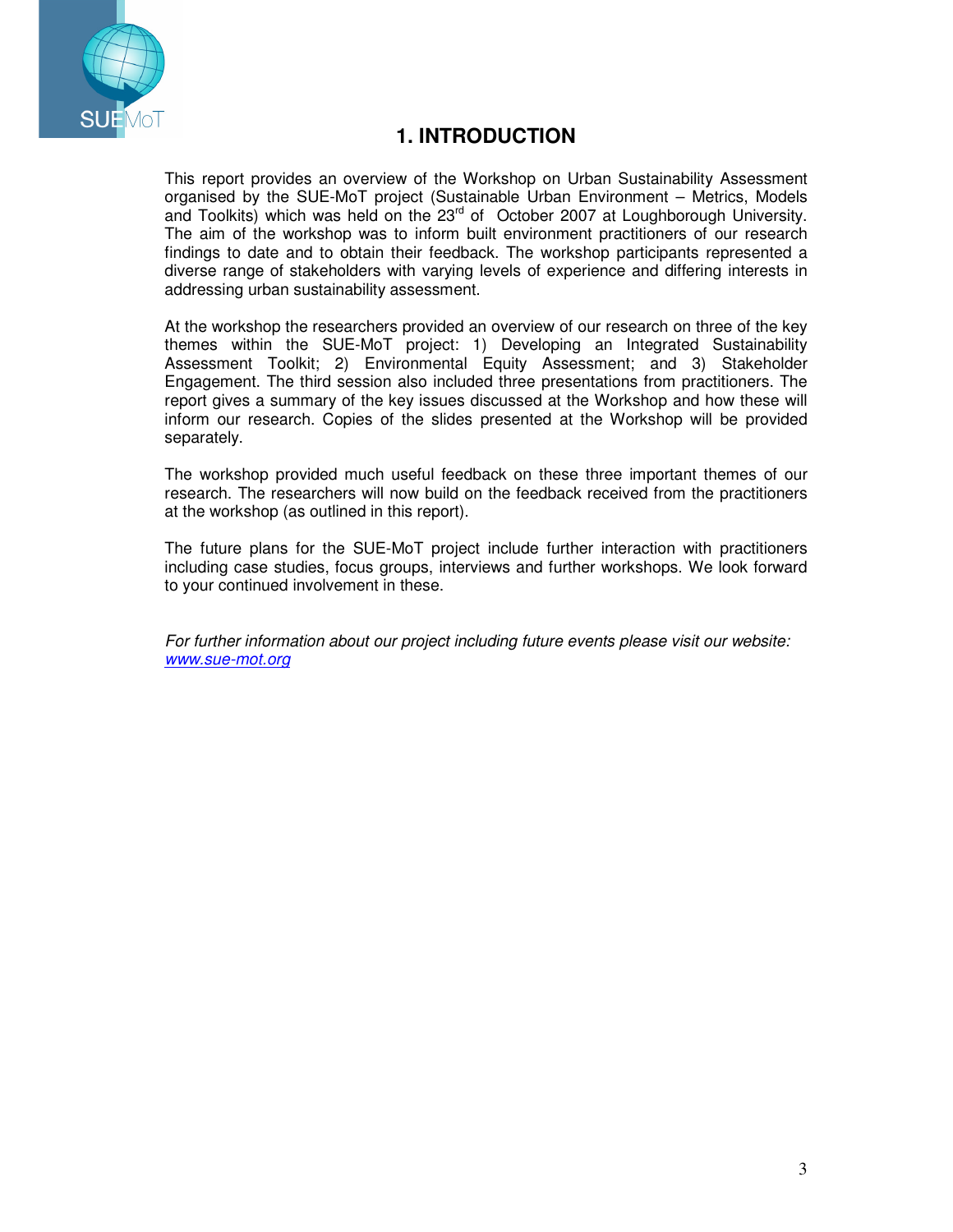# 1. INTRODUCTION

This report provides an overview of the Workshop on Urban Sustainability Assessment organised by the SUE-MoT project (Sustainable Urban Environment – Metrics, Models and Toolkits) which was held on the 23rd of October 2007 at Loughborough University. The aim of the workshop was to inform built environment practitioners of our research findings to date and to obtain their feedback. The workshop participants represented a diverse range of stakeholders with varying levels of experience and differing interests in addressing urban sustainability assessment.

At the workshop the researchers provided an overview of our research on three of the key themes within the SUE-MoT project: 1) Developing an Integrated Sustainability Assessment Toolkit; 2) Environmental Equity Assessment; and 3) Stakeholder Engagement. The third session also included three presentations from practitioners. The report gives a summary of the key issues discussed at the Workshop and how these will inform our research. Copies of the slides presented at the Workshop will be provided separately.

The workshop provided much useful feedback on these three important themes of our research. The researchers will now build on the feedback received from the practitioners at the workshop (as outlined in this report).

The future plans for the SUE-MoT project include further interaction with practitioners including case studies, focus groups, interviews and further workshops. We look forward to your continued involvement in these.

*For further information about our project including future events please visit our website: www.sue-mot.org*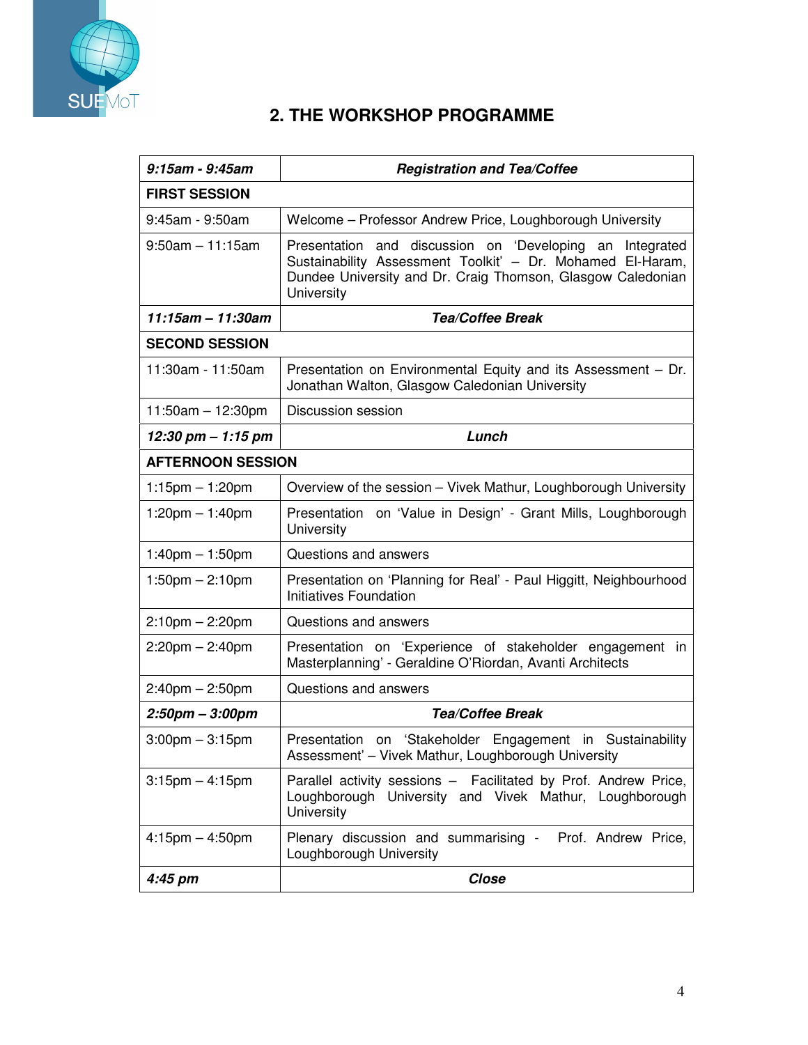## 2. THE WORKSHOP PROGRAMME

| ***9:15am - 9:45am*** | ***Registration and Tea/Coffee*** |
|---|---|
| **FIRST SESSION** | |
| 9:45am - 9:50am | Welcome – Professor Andrew Price, Loughborough University |
| 9:50am – 11:15am | Presentation and discussion on 'Developing an Integrated Sustainability Assessment Toolkit' – Dr. Mohamed El-Haram, Dundee University and Dr. Craig Thomson, Glasgow Caledonian University |
| ***11:15am – 11:30am*** | ***Tea/Coffee Break*** |
| **SECOND SESSION** | |
| 11:30am - 11:50am | Presentation on Environmental Equity and its Assessment – Dr. Jonathan Walton, Glasgow Caledonian University |
| 11:50am – 12:30pm | Discussion session |
| ***12:30 pm – 1:15 pm*** | ***Lunch*** |
| **AFTERNOON SESSION** | |
| 1:15pm – 1:20pm | Overview of the session – Vivek Mathur, Loughborough University |
| 1:20pm – 1:40pm | Presentation on 'Value in Design' - Grant Mills, Loughborough University |
| 1:40pm – 1:50pm | Questions and answers |
| 1:50pm – 2:10pm | Presentation on 'Planning for Real' - Paul Higgitt, Neighbourhood Initiatives Foundation |
| 2:10pm – 2:20pm | Questions and answers |
| 2:20pm – 2:40pm | Presentation on 'Experience of stakeholder engagement in Masterplanning' - Geraldine O'Riordan, Avanti Architects |
| 2:40pm – 2:50pm | Questions and answers |
| ***2:50pm – 3:00pm*** | ***Tea/Coffee Break*** |
| 3:00pm – 3:15pm | Presentation on 'Stakeholder Engagement in Sustainability Assessment' – Vivek Mathur, Loughborough University |
| 3:15pm – 4:15pm | Parallel activity sessions – Facilitated by Prof. Andrew Price, Loughborough University and Vivek Mathur, Loughborough University |
| 4:15pm – 4:50pm | Plenary discussion and summarising - Prof. Andrew Price, Loughborough University |
| ***4:45 pm*** | ***Close*** |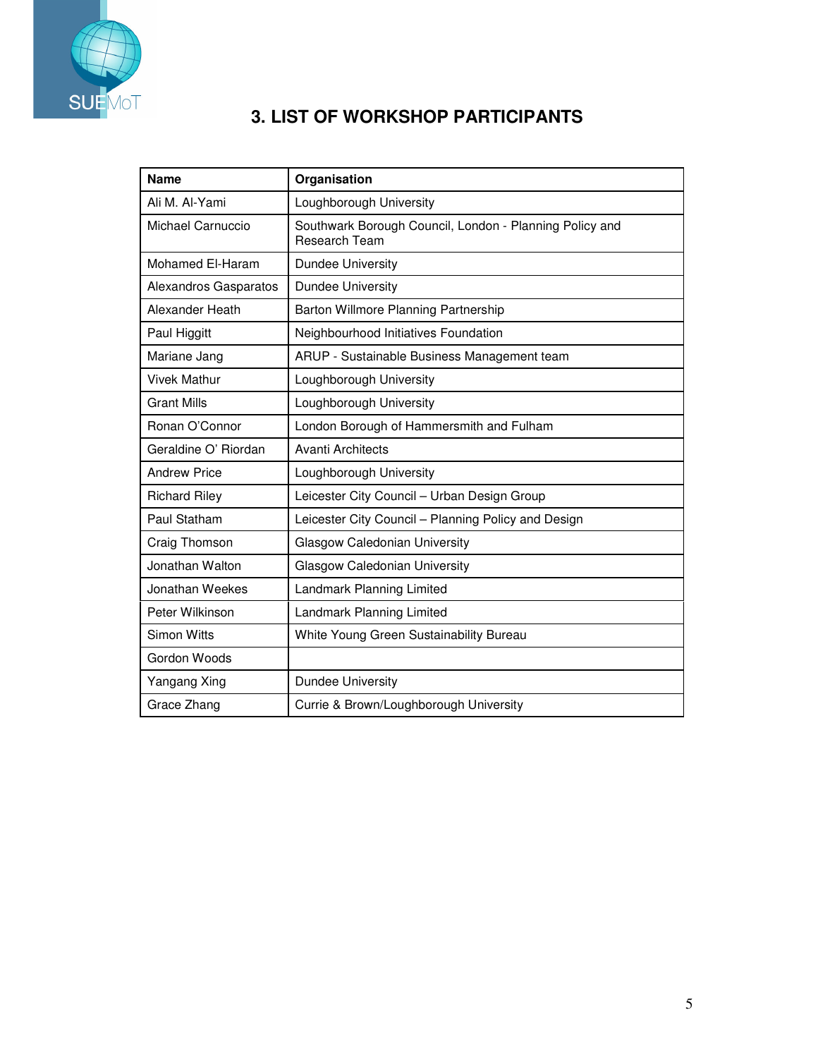## 3. LIST OF WORKSHOP PARTICIPANTS

| Name | Organisation |
|---|---|
| Ali M. Al-Yami | Loughborough University |
| Michael Carnuccio | Southwark Borough Council, London - Planning Policy and Research Team |
| Mohamed El-Haram | Dundee University |
| Alexandros Gasparatos | Dundee University |
| Alexander Heath | Barton Willmore Planning Partnership |
| Paul Higgitt | Neighbourhood Initiatives Foundation |
| Mariane Jang | ARUP - Sustainable Business Management team |
| Vivek Mathur | Loughborough University |
| Grant Mills | Loughborough University |
| Ronan O'Connor | London Borough of Hammersmith and Fulham |
| Geraldine O' Riordan | Avanti Architects |
| Andrew Price | Loughborough University |
| Richard Riley | Leicester City Council – Urban Design Group |
| Paul Statham | Leicester City Council – Planning Policy and Design |
| Craig Thomson | Glasgow Caledonian University |
| Jonathan Walton | Glasgow Caledonian University |
| Jonathan Weekes | Landmark Planning Limited |
| Peter Wilkinson | Landmark Planning Limited |
| Simon Witts | White Young Green Sustainability Bureau |
| Gordon Woods | |
| Yangang Xing | Dundee University |
| Grace Zhang | Currie & Brown/Loughborough University |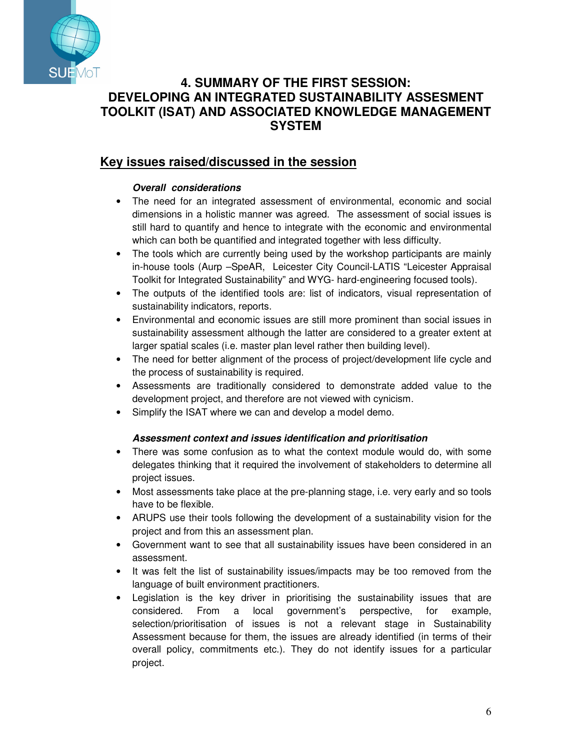# 4. SUMMARY OF THE FIRST SESSION: DEVELOPING AN INTEGRATED SUSTAINABILITY ASSESMENT TOOLKIT (ISAT) AND ASSOCIATED KNOWLEDGE MANAGEMENT SYSTEM

## Key issues raised/discussed in the session

***Overall considerations***

- The need for an integrated assessment of environmental, economic and social dimensions in a holistic manner was agreed. The assessment of social issues is still hard to quantify and hence to integrate with the economic and environmental which can both be quantified and integrated together with less difficulty.
- The tools which are currently being used by the workshop participants are mainly in-house tools (Aurp –SpeAR, Leicester City Council-LATIS "Leicester Appraisal Toolkit for Integrated Sustainability" and WYG- hard-engineering focused tools).
- The outputs of the identified tools are: list of indicators, visual representation of sustainability indicators, reports.
- Environmental and economic issues are still more prominent than social issues in sustainability assessment although the latter are considered to a greater extent at larger spatial scales (i.e. master plan level rather then building level).
- The need for better alignment of the process of project/development life cycle and the process of sustainability is required.
- Assessments are traditionally considered to demonstrate added value to the development project, and therefore are not viewed with cynicism.
- Simplify the ISAT where we can and develop a model demo.

***Assessment context and issues identification and prioritisation***

- There was some confusion as to what the context module would do, with some delegates thinking that it required the involvement of stakeholders to determine all project issues.
- Most assessments take place at the pre-planning stage, i.e. very early and so tools have to be flexible.
- ARUPS use their tools following the development of a sustainability vision for the project and from this an assessment plan.
- Government want to see that all sustainability issues have been considered in an assessment.
- It was felt the list of sustainability issues/impacts may be too removed from the language of built environment practitioners.
- Legislation is the key driver in prioritising the sustainability issues that are considered. From a local government's perspective, for example, selection/prioritisation of issues is not a relevant stage in Sustainability Assessment because for them, the issues are already identified (in terms of their overall policy, commitments etc.). They do not identify issues for a particular project.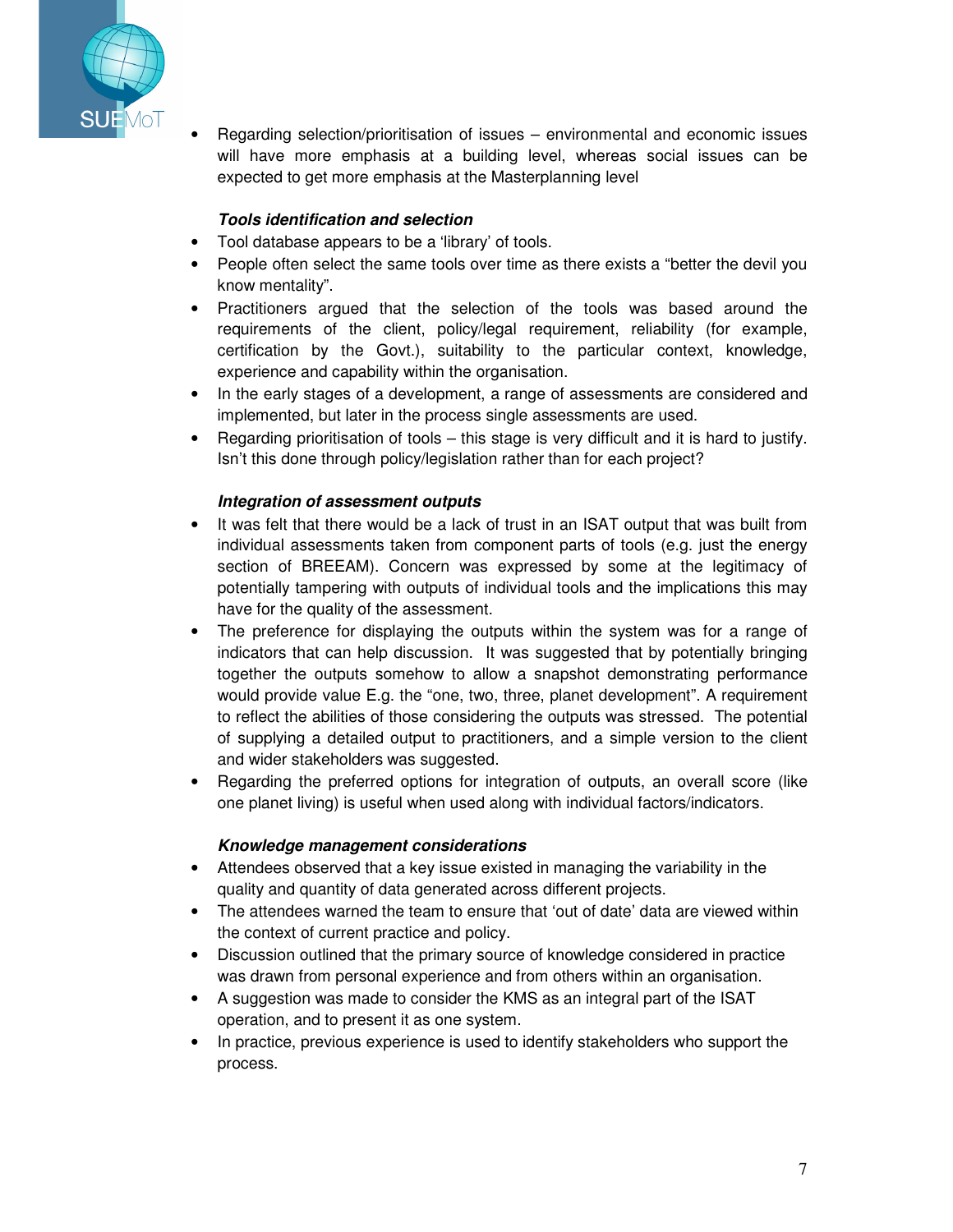- Regarding selection/prioritisation of issues – environmental and economic issues will have more emphasis at a building level, whereas social issues can be expected to get more emphasis at the Masterplanning level

***Tools identification and selection***

- Tool database appears to be a 'library' of tools.
- People often select the same tools over time as there exists a "better the devil you know mentality".
- Practitioners argued that the selection of the tools was based around the requirements of the client, policy/legal requirement, reliability (for example, certification by the Govt.), suitability to the particular context, knowledge, experience and capability within the organisation.
- In the early stages of a development, a range of assessments are considered and implemented, but later in the process single assessments are used.
- Regarding prioritisation of tools – this stage is very difficult and it is hard to justify. Isn't this done through policy/legislation rather than for each project?

***Integration of assessment outputs***

- It was felt that there would be a lack of trust in an ISAT output that was built from individual assessments taken from component parts of tools (e.g. just the energy section of BREEAM). Concern was expressed by some at the legitimacy of potentially tampering with outputs of individual tools and the implications this may have for the quality of the assessment.
- The preference for displaying the outputs within the system was for a range of indicators that can help discussion. It was suggested that by potentially bringing together the outputs somehow to allow a snapshot demonstrating performance would provide value E.g. the "one, two, three, planet development". A requirement to reflect the abilities of those considering the outputs was stressed. The potential of supplying a detailed output to practitioners, and a simple version to the client and wider stakeholders was suggested.
- Regarding the preferred options for integration of outputs, an overall score (like one planet living) is useful when used along with individual factors/indicators.

***Knowledge management considerations***

- Attendees observed that a key issue existed in managing the variability in the quality and quantity of data generated across different projects.
- The attendees warned the team to ensure that 'out of date' data are viewed within the context of current practice and policy.
- Discussion outlined that the primary source of knowledge considered in practice was drawn from personal experience and from others within an organisation.
- A suggestion was made to consider the KMS as an integral part of the ISAT operation, and to present it as one system.
- In practice, previous experience is used to identify stakeholders who support the process.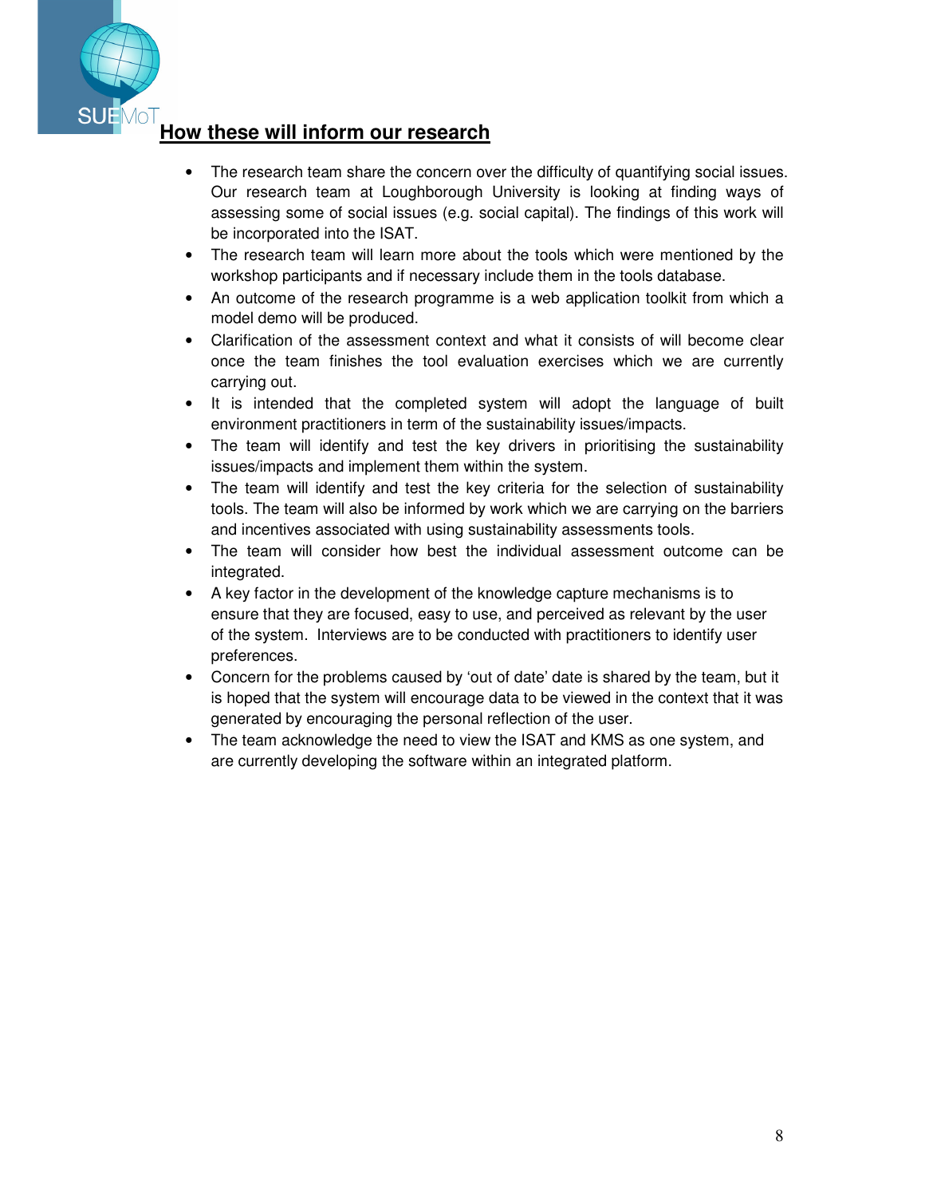## How these will inform our research

- The research team share the concern over the difficulty of quantifying social issues. Our research team at Loughborough University is looking at finding ways of assessing some of social issues (e.g. social capital). The findings of this work will be incorporated into the ISAT.
- The research team will learn more about the tools which were mentioned by the workshop participants and if necessary include them in the tools database.
- An outcome of the research programme is a web application toolkit from which a model demo will be produced.
- Clarification of the assessment context and what it consists of will become clear once the team finishes the tool evaluation exercises which we are currently carrying out.
- It is intended that the completed system will adopt the language of built environment practitioners in term of the sustainability issues/impacts.
- The team will identify and test the key drivers in prioritising the sustainability issues/impacts and implement them within the system.
- The team will identify and test the key criteria for the selection of sustainability tools. The team will also be informed by work which we are carrying on the barriers and incentives associated with using sustainability assessments tools.
- The team will consider how best the individual assessment outcome can be integrated.
- A key factor in the development of the knowledge capture mechanisms is to ensure that they are focused, easy to use, and perceived as relevant by the user of the system. Interviews are to be conducted with practitioners to identify user preferences.
- Concern for the problems caused by 'out of date' date is shared by the team, but it is hoped that the system will encourage data to be viewed in the context that it was generated by encouraging the personal reflection of the user.
- The team acknowledge the need to view the ISAT and KMS as one system, and are currently developing the software within an integrated platform.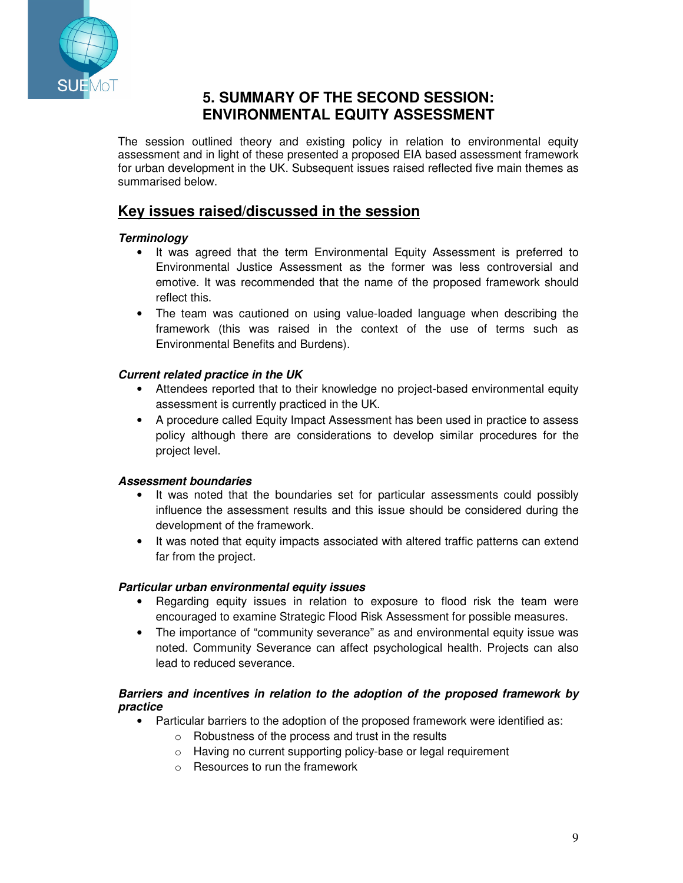# 5. SUMMARY OF THE SECOND SESSION: ENVIRONMENTAL EQUITY ASSESSMENT

The session outlined theory and existing policy in relation to environmental equity assessment and in light of these presented a proposed EIA based assessment framework for urban development in the UK. Subsequent issues raised reflected five main themes as summarised below.

## Key issues raised/discussed in the session

***Terminology***

- It was agreed that the term Environmental Equity Assessment is preferred to Environmental Justice Assessment as the former was less controversial and emotive. It was recommended that the name of the proposed framework should reflect this.
- The team was cautioned on using value-loaded language when describing the framework (this was raised in the context of the use of terms such as Environmental Benefits and Burdens).

***Current related practice in the UK***

- Attendees reported that to their knowledge no project-based environmental equity assessment is currently practiced in the UK.
- A procedure called Equity Impact Assessment has been used in practice to assess policy although there are considerations to develop similar procedures for the project level.

***Assessment boundaries***

- It was noted that the boundaries set for particular assessments could possibly influence the assessment results and this issue should be considered during the development of the framework.
- It was noted that equity impacts associated with altered traffic patterns can extend far from the project.

***Particular urban environmental equity issues***

- Regarding equity issues in relation to exposure to flood risk the team were encouraged to examine Strategic Flood Risk Assessment for possible measures.
- The importance of "community severance" as and environmental equity issue was noted. Community Severance can affect psychological health. Projects can also lead to reduced severance.

***Barriers and incentives in relation to the adoption of the proposed framework by practice***

- Particular barriers to the adoption of the proposed framework were identified as:
  - Robustness of the process and trust in the results
  - Having no current supporting policy-base or legal requirement
  - Resources to run the framework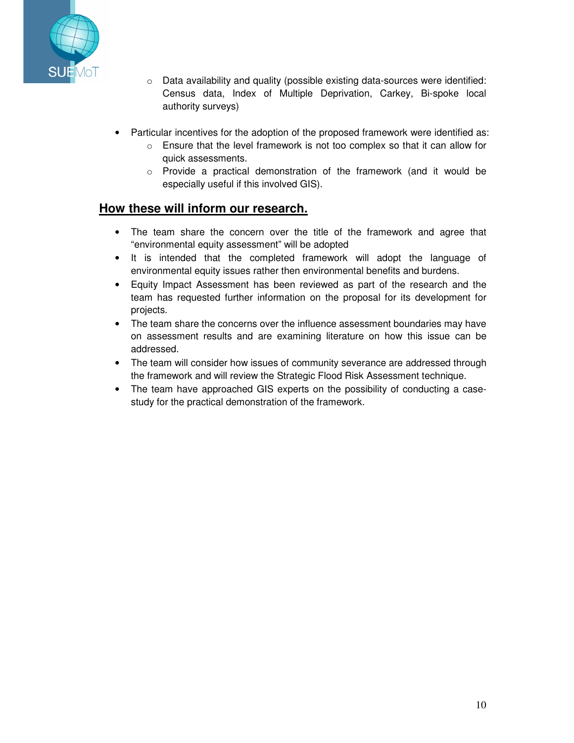- Data availability and quality (possible existing data-sources were identified: Census data, Index of Multiple Deprivation, Carkey, Bi-spoke local authority surveys)

- Particular incentives for the adoption of the proposed framework were identified as:
    - Ensure that the level framework is not too complex so that it can allow for quick assessments.
    - Provide a practical demonstration of the framework (and it would be especially useful if this involved GIS).

## How these will inform our research.

- The team share the concern over the title of the framework and agree that "environmental equity assessment" will be adopted
- It is intended that the completed framework will adopt the language of environmental equity issues rather then environmental benefits and burdens.
- Equity Impact Assessment has been reviewed as part of the research and the team has requested further information on the proposal for its development for projects.
- The team share the concerns over the influence assessment boundaries may have on assessment results and are examining literature on how this issue can be addressed.
- The team will consider how issues of community severance are addressed through the framework and will review the Strategic Flood Risk Assessment technique.
- The team have approached GIS experts on the possibility of conducting a case-study for the practical demonstration of the framework.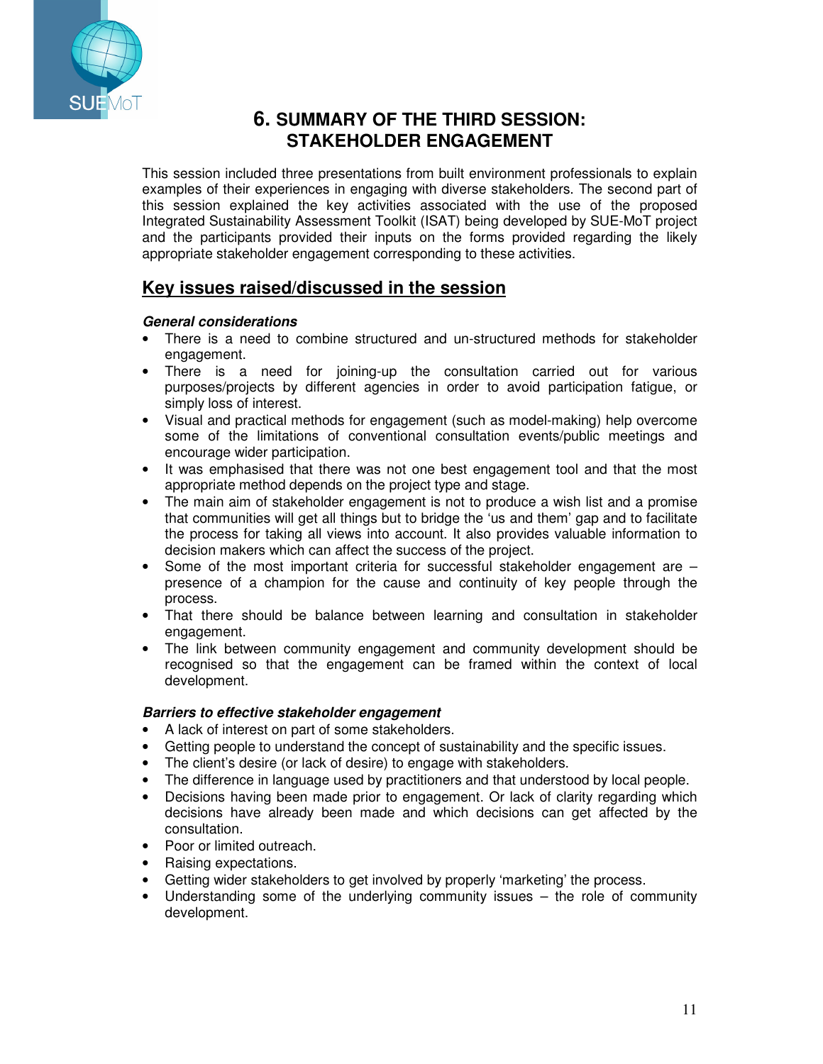# 6. SUMMARY OF THE THIRD SESSION: STAKEHOLDER ENGAGEMENT

This session included three presentations from built environment professionals to explain examples of their experiences in engaging with diverse stakeholders. The second part of this session explained the key activities associated with the use of the proposed Integrated Sustainability Assessment Toolkit (ISAT) being developed by SUE-MoT project and the participants provided their inputs on the forms provided regarding the likely appropriate stakeholder engagement corresponding to these activities.

## Key issues raised/discussed in the session

***General considerations***

- There is a need to combine structured and un-structured methods for stakeholder engagement.
- There is a need for joining-up the consultation carried out for various purposes/projects by different agencies in order to avoid participation fatigue, or simply loss of interest.
- Visual and practical methods for engagement (such as model-making) help overcome some of the limitations of conventional consultation events/public meetings and encourage wider participation.
- It was emphasised that there was not one best engagement tool and that the most appropriate method depends on the project type and stage.
- The main aim of stakeholder engagement is not to produce a wish list and a promise that communities will get all things but to bridge the 'us and them' gap and to facilitate the process for taking all views into account. It also provides valuable information to decision makers which can affect the success of the project.
- Some of the most important criteria for successful stakeholder engagement are – presence of a champion for the cause and continuity of key people through the process.
- That there should be balance between learning and consultation in stakeholder engagement.
- The link between community engagement and community development should be recognised so that the engagement can be framed within the context of local development.

***Barriers to effective stakeholder engagement***

- A lack of interest on part of some stakeholders.
- Getting people to understand the concept of sustainability and the specific issues.
- The client's desire (or lack of desire) to engage with stakeholders.
- The difference in language used by practitioners and that understood by local people.
- Decisions having been made prior to engagement. Or lack of clarity regarding which decisions have already been made and which decisions can get affected by the consultation.
- Poor or limited outreach.
- Raising expectations.
- Getting wider stakeholders to get involved by properly 'marketing' the process.
- Understanding some of the underlying community issues – the role of community development.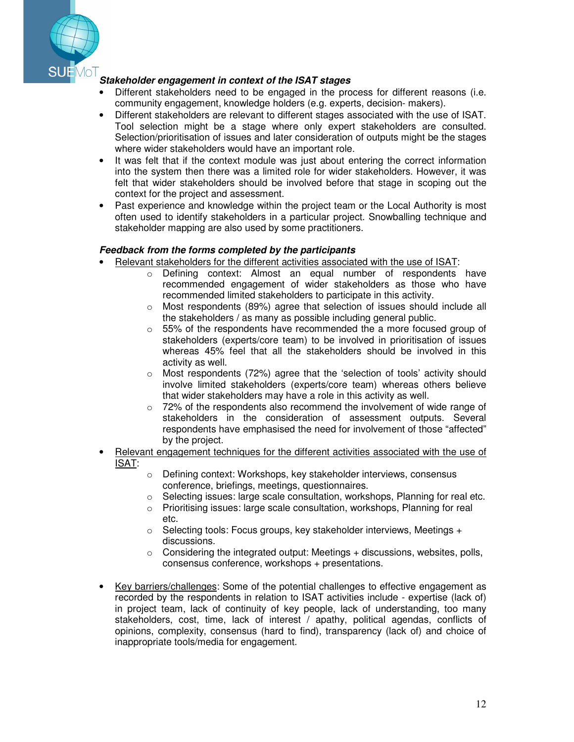***Stakeholder engagement in context of the ISAT stages***

- Different stakeholders need to be engaged in the process for different reasons (i.e. community engagement, knowledge holders (e.g. experts, decision- makers).
- Different stakeholders are relevant to different stages associated with the use of ISAT. Tool selection might be a stage where only expert stakeholders are consulted. Selection/prioritisation of issues and later consideration of outputs might be the stages where wider stakeholders would have an important role.
- It was felt that if the context module was just about entering the correct information into the system then there was a limited role for wider stakeholders. However, it was felt that wider stakeholders should be involved before that stage in scoping out the context for the project and assessment.
- Past experience and knowledge within the project team or the Local Authority is most often used to identify stakeholders in a particular project. Snowballing technique and stakeholder mapping are also used by some practitioners.

***Feedback from the forms completed by the participants***

- <u>Relevant stakeholders for the different activities associated with the use of ISAT</u>:
    - Defining context: Almost an equal number of respondents have recommended engagement of wider stakeholders as those who have recommended limited stakeholders to participate in this activity.
    - Most respondents (89%) agree that selection of issues should include all the stakeholders / as many as possible including general public.
    - 55% of the respondents have recommended the a more focused group of stakeholders (experts/core team) to be involved in prioritisation of issues whereas 45% feel that all the stakeholders should be involved in this activity as well.
    - Most respondents (72%) agree that the 'selection of tools' activity should involve limited stakeholders (experts/core team) whereas others believe that wider stakeholders may have a role in this activity as well.
    - 72% of the respondents also recommend the involvement of wide range of stakeholders in the consideration of assessment outputs. Several respondents have emphasised the need for involvement of those "affected" by the project.
- <u>Relevant engagement techniques for the different activities associated with the use of ISAT</u>:
    - Defining context: Workshops, key stakeholder interviews, consensus conference, briefings, meetings, questionnaires.
    - Selecting issues: large scale consultation, workshops, Planning for real etc.
    - Prioritising issues: large scale consultation, workshops, Planning for real etc.
    - Selecting tools: Focus groups, key stakeholder interviews, Meetings + discussions.
    - Considering the integrated output: Meetings + discussions, websites, polls, consensus conference, workshops + presentations.

- <u>Key barriers/challenges</u>: Some of the potential challenges to effective engagement as recorded by the respondents in relation to ISAT activities include - expertise (lack of) in project team, lack of continuity of key people, lack of understanding, too many stakeholders, cost, time, lack of interest / apathy, political agendas, conflicts of opinions, complexity, consensus (hard to find), transparency (lack of) and choice of inappropriate tools/media for engagement.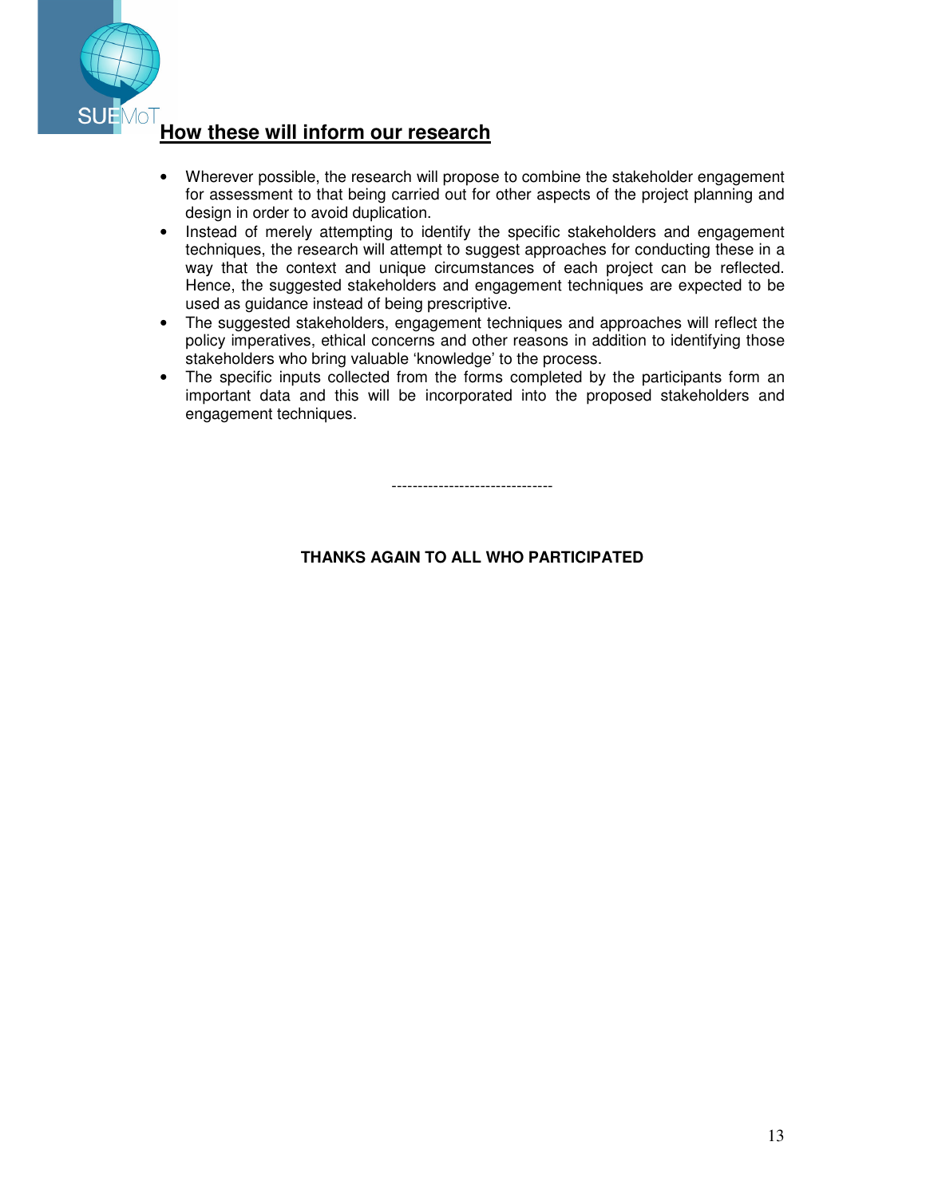## How these will inform our research

- Wherever possible, the research will propose to combine the stakeholder engagement for assessment to that being carried out for other aspects of the project planning and design in order to avoid duplication.
- Instead of merely attempting to identify the specific stakeholders and engagement techniques, the research will attempt to suggest approaches for conducting these in a way that the context and unique circumstances of each project can be reflected. Hence, the suggested stakeholders and engagement techniques are expected to be used as guidance instead of being prescriptive.
- The suggested stakeholders, engagement techniques and approaches will reflect the policy imperatives, ethical concerns and other reasons in addition to identifying those stakeholders who bring valuable 'knowledge' to the process.
- The specific inputs collected from the forms completed by the participants form an important data and this will be incorporated into the proposed stakeholders and engagement techniques.

-------------------------------

**THANKS AGAIN TO ALL WHO PARTICIPATED**